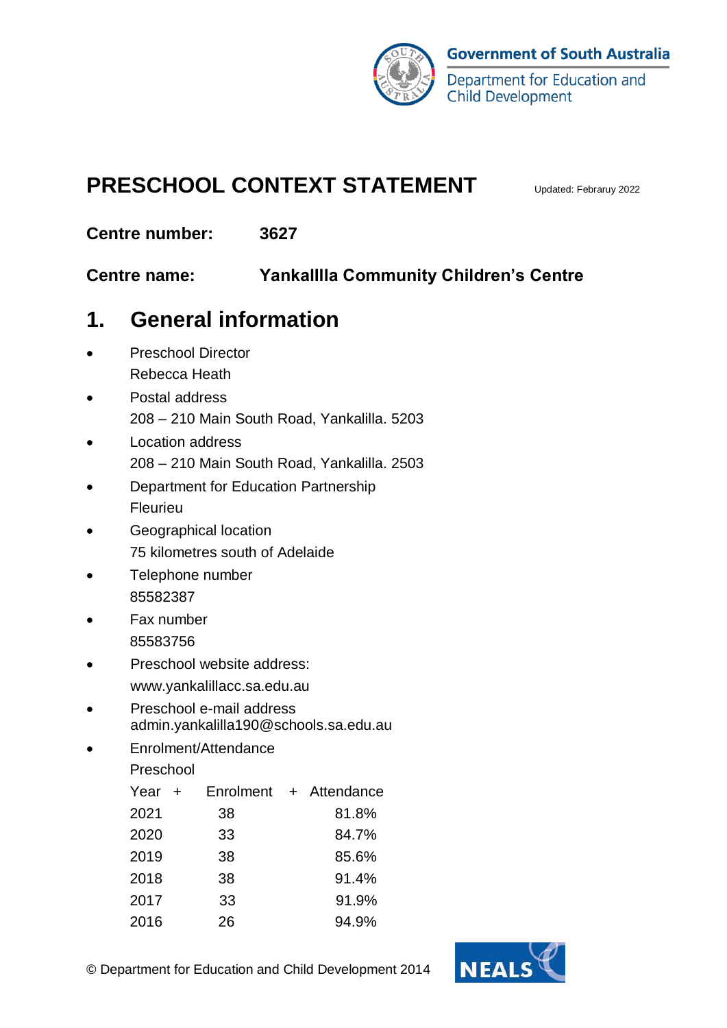Government of South Australia

Department for Education and Child Development

# PRESCHOOL CONTEXT STATEMENT

Updated: Febraruy 2022

**Centre number:** **3627**

**Centre name:** **Yankalllla Community Children's Centre**

## 1. General information

- Preschool Director
  Rebecca Heath
- Postal address
  208 – 210 Main South Road, Yankalilla. 5203
- Location address
  208 – 210 Main South Road, Yankalilla. 2503
- Department for Education Partnership
  Fleurieu
- Geographical location
  75 kilometres south of Adelaide
- Telephone number
  85582387
- Fax number
  85583756
- Preschool website address:
  www.yankalillacc.sa.edu.au
- Preschool e-mail address
  admin.yankalilla190@schools.sa.edu.au
- Enrolment/Attendance
  Preschool

| Year + | Enrolment + | Attendance |
|---|---|---|
| 2021 | 38 | 81.8% |
| 2020 | 33 | 84.7% |
| 2019 | 38 | 85.6% |
| 2018 | 38 | 91.4% |
| 2017 | 33 | 91.9% |
| 2016 | 26 | 94.9% |

© Department for Education and Child Development 2014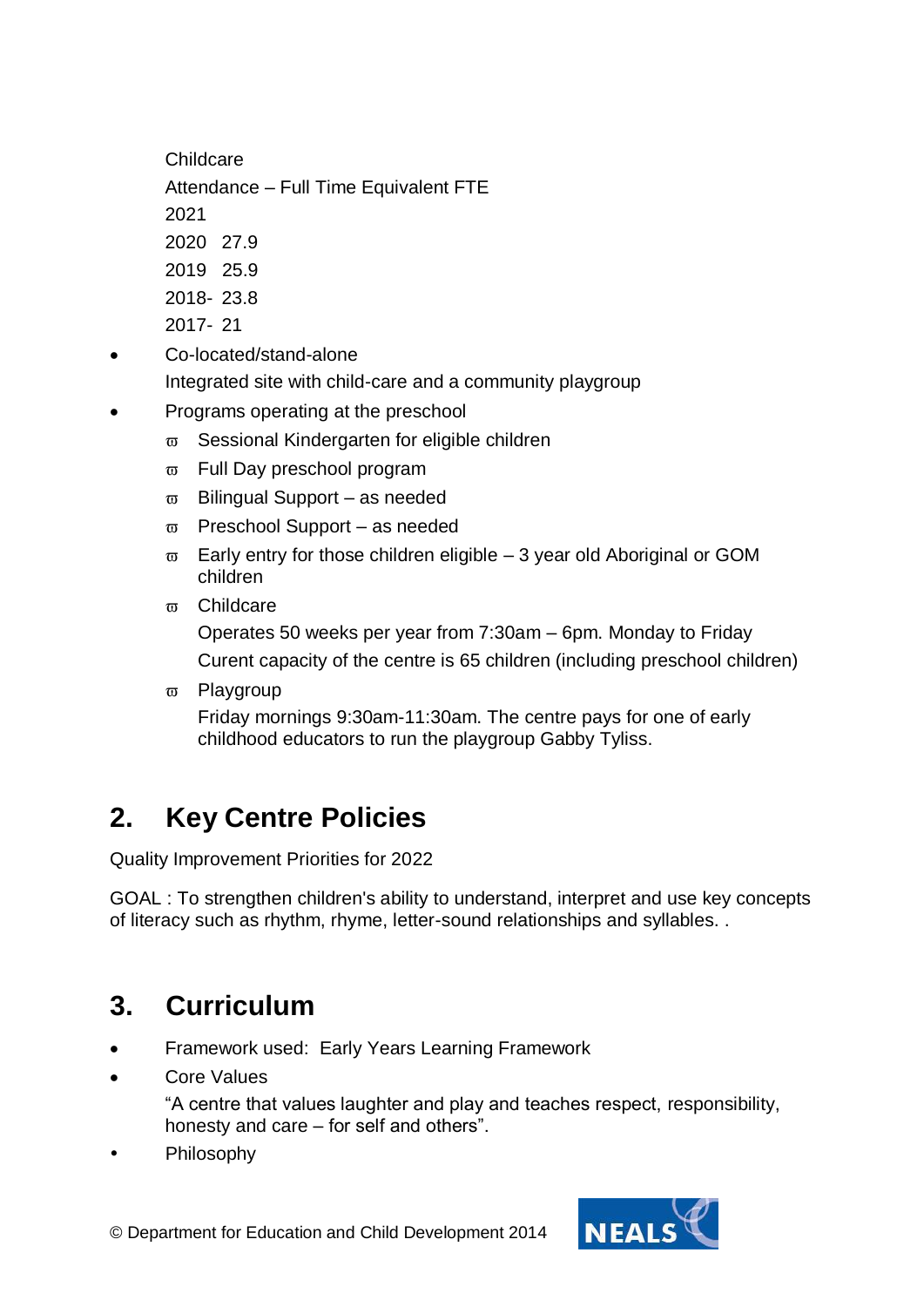Childcare

Attendance – Full Time Equivalent FTE

2021

2020 27.9

2019 25.9

2018- 23.8

2017- 21

- Co-located/stand-alone

  Integrated site with child-care and a community playgroup

- Programs operating at the preschool
  - Sessional Kindergarten for eligible children
  - Full Day preschool program
  - Bilingual Support – as needed
  - Preschool Support – as needed
  - Early entry for those children eligible – 3 year old Aboriginal or GOM children
  - Childcare

    Operates 50 weeks per year from 7:30am – 6pm. Monday to Friday

    Curent capacity of the centre is 65 children (including preschool children)

  - Playgroup

    Friday mornings 9:30am-11:30am. The centre pays for one of early childhood educators to run the playgroup Gabby Tyliss.

## 2. Key Centre Policies

Quality Improvement Priorities for 2022

GOAL : To strengthen children's ability to understand, interpret and use key concepts of literacy such as rhythm, rhyme, letter-sound relationships and syllables. .

## 3. Curriculum

- Framework used: Early Years Learning Framework
- Core Values

  "A centre that values laughter and play and teaches respect, responsibility, honesty and care – for self and others".

- Philosophy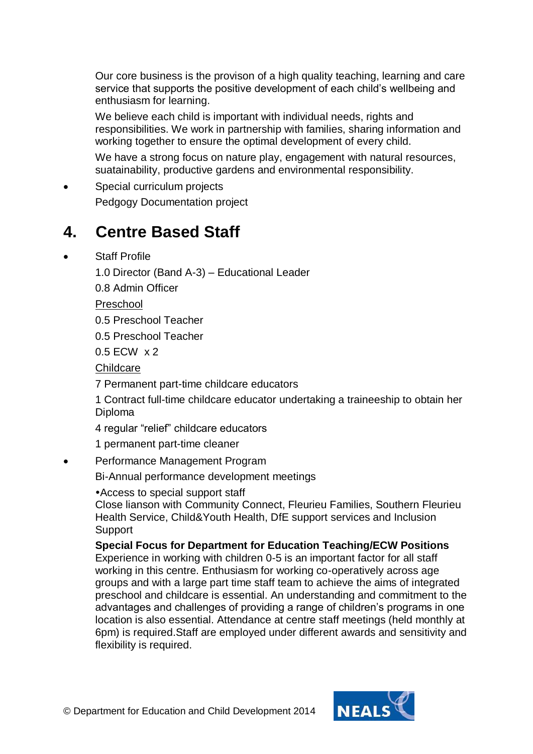Our core business is the provison of a high quality teaching, learning and care service that supports the positive development of each child's wellbeing and enthusiasm for learning.

We believe each child is important with individual needs, rights and responsibilities. We work in partnership with families, sharing information and working together to ensure the optimal development of every child.

We have a strong focus on nature play, engagement with natural resources, suatainability, productive gardens and environmental responsibility.

- Special curriculum projects

  Pedgogy Documentation project

## 4. Centre Based Staff

- Staff Profile

  1.0 Director (Band A-3) – Educational Leader

  0.8 Admin Officer

  <u>Preschool</u>

  0.5 Preschool Teacher

  0.5 Preschool Teacher

  0.5 ECW x 2

  <u>Childcare</u>

  7 Permanent part-time childcare educators

  1 Contract full-time childcare educator undertaking a traineeship to obtain her Diploma

  4 regular "relief" childcare educators

  1 permanent part-time cleaner

- Performance Management Program

  Bi-Annual performance development meetings

  •Access to special support staff

  Close lianson with Community Connect, Fleurieu Families, Southern Fleurieu Health Service, Child&Youth Health, DfE support services and Inclusion Support

  **Special Focus for Department for Education Teaching/ECW Positions**

  Experience in working with children 0-5 is an important factor for all staff working in this centre. Enthusiasm for working co-operatively across age groups and with a large part time staff team to achieve the aims of integrated preschool and childcare is essential. An understanding and commitment to the advantages and challenges of providing a range of children's programs in one location is also essential. Attendance at centre staff meetings (held monthly at 6pm) is required.Staff are employed under different awards and sensitivity and flexibility is required.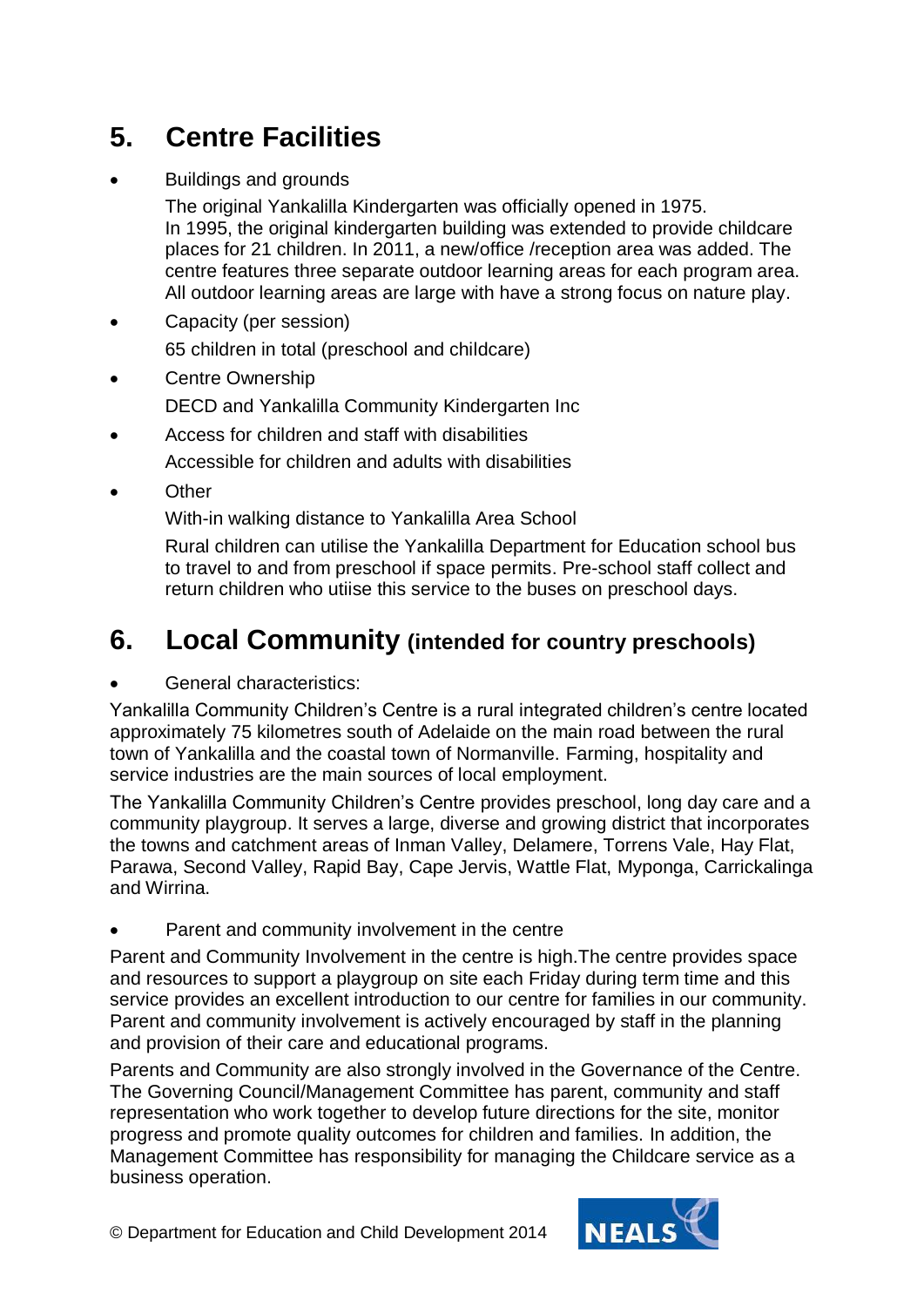## 5. Centre Facilities

- Buildings and grounds

  The original Yankalilla Kindergarten was officially opened in 1975. In 1995, the original kindergarten building was extended to provide childcare places for 21 children. In 2011, a new/office /reception area was added. The centre features three separate outdoor learning areas for each program area. All outdoor learning areas are large with have a strong focus on nature play.

- Capacity (per session)

  65 children in total (preschool and childcare)

- Centre Ownership

  DECD and Yankalilla Community Kindergarten Inc

- Access for children and staff with disabilities

  Accessible for children and adults with disabilities

- Other

  With-in walking distance to Yankalilla Area School

  Rural children can utilise the Yankalilla Department for Education school bus to travel to and from preschool if space permits. Pre-school staff collect and return children who utiise this service to the buses on preschool days.

## 6. Local Community **(intended for country preschools)**

- General characteristics:

Yankalilla Community Children's Centre is a rural integrated children's centre located approximately 75 kilometres south of Adelaide on the main road between the rural town of Yankalilla and the coastal town of Normanville. Farming, hospitality and service industries are the main sources of local employment.

The Yankalilla Community Children's Centre provides preschool, long day care and a community playgroup. It serves a large, diverse and growing district that incorporates the towns and catchment areas of Inman Valley, Delamere, Torrens Vale, Hay Flat, Parawa, Second Valley, Rapid Bay, Cape Jervis, Wattle Flat, Myponga, Carrickalinga and Wirrina.

- Parent and community involvement in the centre

Parent and Community Involvement in the centre is high.The centre provides space and resources to support a playgroup on site each Friday during term time and this service provides an excellent introduction to our centre for families in our community. Parent and community involvement is actively encouraged by staff in the planning and provision of their care and educational programs.

Parents and Community are also strongly involved in the Governance of the Centre. The Governing Council/Management Committee has parent, community and staff representation who work together to develop future directions for the site, monitor progress and promote quality outcomes for children and families. In addition, the Management Committee has responsibility for managing the Childcare service as a business operation.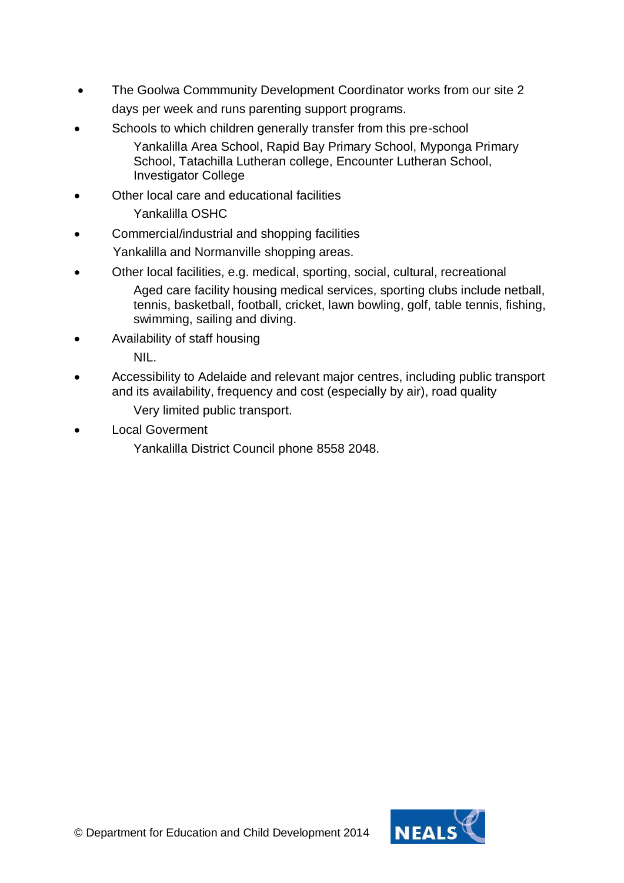- The Goolwa Commmunity Development Coordinator works from our site 2 days per week and runs parenting support programs.
- Schools to which children generally transfer from this pre-school

  Yankalilla Area School, Rapid Bay Primary School, Myponga Primary School, Tatachilla Lutheran college, Encounter Lutheran School, Investigator College
- Other local care and educational facilities

  Yankalilla OSHC
- Commercial/industrial and shopping facilities

  Yankalilla and Normanville shopping areas.
- Other local facilities, e.g. medical, sporting, social, cultural, recreational

  Aged care facility housing medical services, sporting clubs include netball, tennis, basketball, football, cricket, lawn bowling, golf, table tennis, fishing, swimming, sailing and diving.
- Availability of staff housing

  NIL.
- Accessibility to Adelaide and relevant major centres, including public transport and its availability, frequency and cost (especially by air), road quality

  Very limited public transport.
- Local Goverment

  Yankalilla District Council phone 8558 2048.